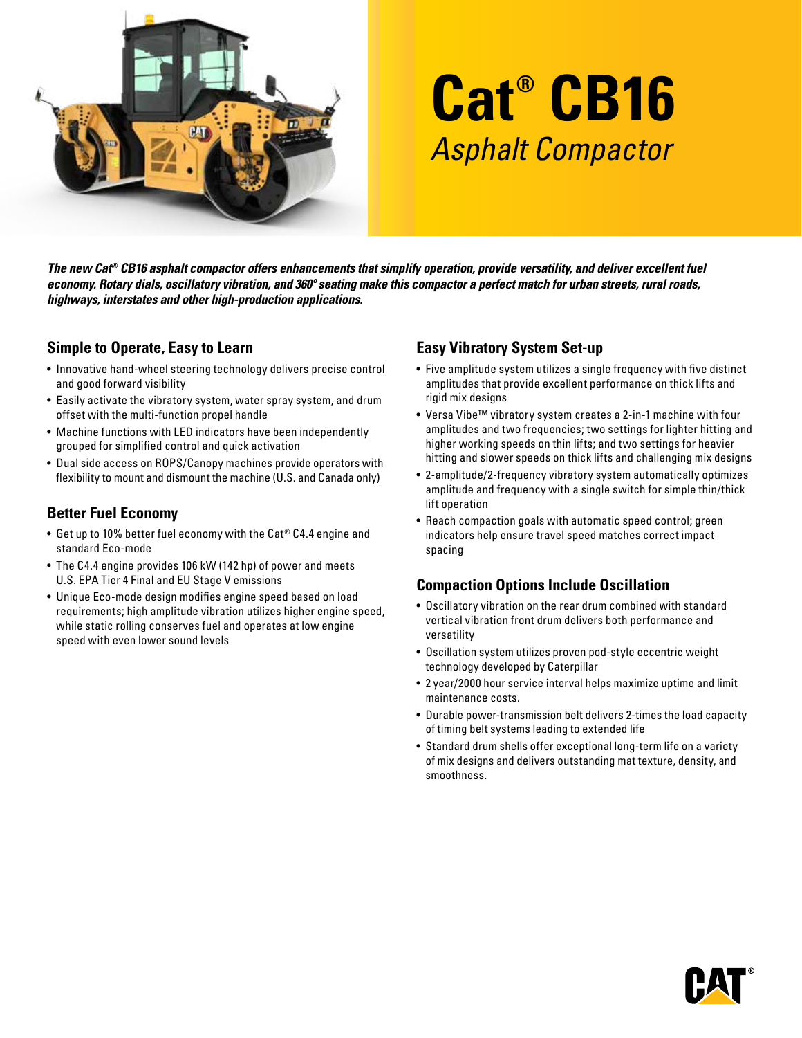# Cat® CB16

## *Asphalt Compactor*

***The new Cat® CB16 asphalt compactor offers enhancements that simplify operation, provide versatility, and deliver excellent fuel economy. Rotary dials, oscillatory vibration, and 360º seating make this compactor a perfect match for urban streets, rural roads, highways, interstates and other high-production applications.***

### Simple to Operate, Easy to Learn

- Innovative hand-wheel steering technology delivers precise control and good forward visibility
- Easily activate the vibratory system, water spray system, and drum offset with the multi-function propel handle
- Machine functions with LED indicators have been independently grouped for simplified control and quick activation
- Dual side access on ROPS/Canopy machines provide operators with flexibility to mount and dismount the machine (U.S. and Canada only)

### Better Fuel Economy

- Get up to 10% better fuel economy with the Cat® C4.4 engine and standard Eco-mode
- The C4.4 engine provides 106 kW (142 hp) of power and meets U.S. EPA Tier 4 Final and EU Stage V emissions
- Unique Eco-mode design modifies engine speed based on load requirements; high amplitude vibration utilizes higher engine speed, while static rolling conserves fuel and operates at low engine speed with even lower sound levels

### Easy Vibratory System Set-up

- Five amplitude system utilizes a single frequency with five distinct amplitudes that provide excellent performance on thick lifts and rigid mix designs
- Versa Vibe™ vibratory system creates a 2-in-1 machine with four amplitudes and two frequencies; two settings for lighter hitting and higher working speeds on thin lifts; and two settings for heavier hitting and slower speeds on thick lifts and challenging mix designs
- 2-amplitude/2-frequency vibratory system automatically optimizes amplitude and frequency with a single switch for simple thin/thick lift operation
- Reach compaction goals with automatic speed control; green indicators help ensure travel speed matches correct impact spacing

### Compaction Options Include Oscillation

- Oscillatory vibration on the rear drum combined with standard vertical vibration front drum delivers both performance and versatility
- Oscillation system utilizes proven pod-style eccentric weight technology developed by Caterpillar
- 2 year/2000 hour service interval helps maximize uptime and limit maintenance costs.
- Durable power-transmission belt delivers 2-times the load capacity of timing belt systems leading to extended life
- Standard drum shells offer exceptional long-term life on a variety of mix designs and delivers outstanding mat texture, density, and smoothness.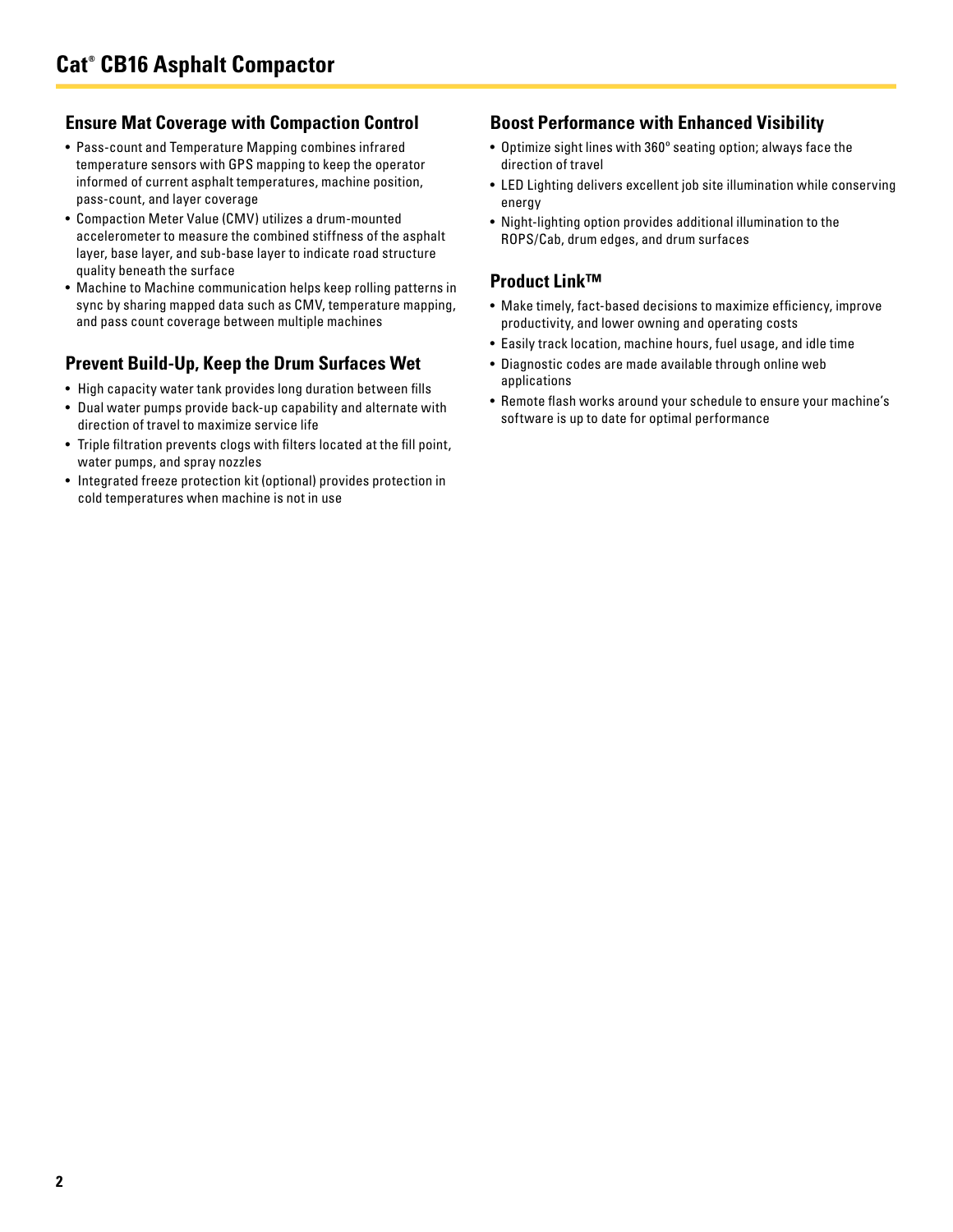# Cat® CB16 Asphalt Compactor

## Ensure Mat Coverage with Compaction Control

- Pass-count and Temperature Mapping combines infrared temperature sensors with GPS mapping to keep the operator informed of current asphalt temperatures, machine position, pass-count, and layer coverage
- Compaction Meter Value (CMV) utilizes a drum-mounted accelerometer to measure the combined stiffness of the asphalt layer, base layer, and sub-base layer to indicate road structure quality beneath the surface
- Machine to Machine communication helps keep rolling patterns in sync by sharing mapped data such as CMV, temperature mapping, and pass count coverage between multiple machines

## Prevent Build-Up, Keep the Drum Surfaces Wet

- High capacity water tank provides long duration between fills
- Dual water pumps provide back-up capability and alternate with direction of travel to maximize service life
- Triple filtration prevents clogs with filters located at the fill point, water pumps, and spray nozzles
- Integrated freeze protection kit (optional) provides protection in cold temperatures when machine is not in use

## Boost Performance with Enhanced Visibility

- Optimize sight lines with 360º seating option; always face the direction of travel
- LED Lighting delivers excellent job site illumination while conserving energy
- Night-lighting option provides additional illumination to the ROPS/Cab, drum edges, and drum surfaces

## Product Link™

- Make timely, fact-based decisions to maximize efficiency, improve productivity, and lower owning and operating costs
- Easily track location, machine hours, fuel usage, and idle time
- Diagnostic codes are made available through online web applications
- Remote flash works around your schedule to ensure your machine's software is up to date for optimal performance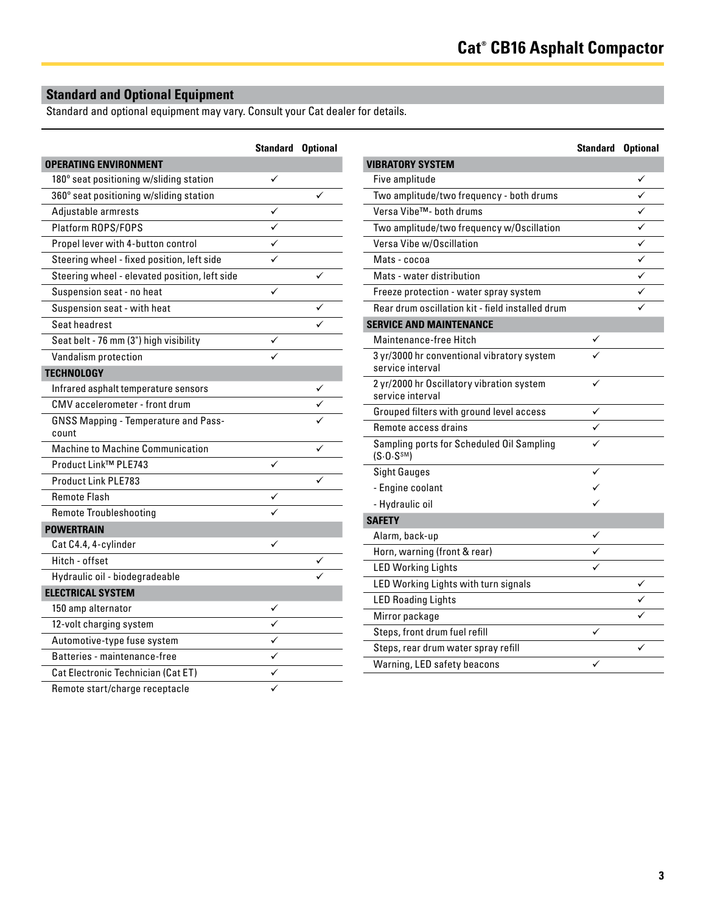## Standard and Optional Equipment

Standard and optional equipment may vary. Consult your Cat dealer for details.

| | Standard | Optional |
|---|---|---|
| **OPERATING ENVIRONMENT** | | |
| 180° seat positioning w/sliding station | ✓ | |
| 360° seat positioning w/sliding station | | ✓ |
| Adjustable armrests | ✓ | |
| Platform ROPS/FOPS | ✓ | |
| Propel lever with 4-button control | ✓ | |
| Steering wheel - fixed position, left side | ✓ | |
| Steering wheel - elevated position, left side | | ✓ |
| Suspension seat - no heat | ✓ | |
| Suspension seat - with heat | | ✓ |
| Seat headrest | | ✓ |
| Seat belt - 76 mm (3") high visibility | ✓ | |
| Vandalism protection | ✓ | |
| **TECHNOLOGY** | | |
| Infrared asphalt temperature sensors | | ✓ |
| CMV accelerometer - front drum | | ✓ |
| GNSS Mapping - Temperature and Pass-count | | ✓ |
| Machine to Machine Communication | | ✓ |
| Product Link™ PLE743 | ✓ | |
| Product Link PLE783 | | ✓ |
| Remote Flash | ✓ | |
| Remote Troubleshooting | ✓ | |
| **POWERTRAIN** | | |
| Cat C4.4, 4-cylinder | ✓ | |
| Hitch - offset | | ✓ |
| Hydraulic oil - biodegradeable | | ✓ |
| **ELECTRICAL SYSTEM** | | |
| 150 amp alternator | ✓ | |
| 12-volt charging system | ✓ | |
| Automotive-type fuse system | ✓ | |
| Batteries - maintenance-free | ✓ | |
| Cat Electronic Technician (Cat ET) | ✓ | |
| Remote start/charge receptacle | ✓ | |

| | Standard | Optional |
|---|---|---|
| **VIBRATORY SYSTEM** | | |
| Five amplitude | | ✓ |
| Two amplitude/two frequency - both drums | | ✓ |
| Versa Vibe™- both drums | | ✓ |
| Two amplitude/two frequency w/Oscillation | | ✓ |
| Versa Vibe w/Oscillation | | ✓ |
| Mats - cocoa | | ✓ |
| Mats - water distribution | | ✓ |
| Freeze protection - water spray system | | ✓ |
| Rear drum oscillation kit - field installed drum | | ✓ |
| **SERVICE AND MAINTENANCE** | | |
| Maintenance-free Hitch | ✓ | |
| 3 yr/3000 hr conventional vibratory system service interval | ✓ | |
| 2 yr/2000 hr Oscillatory vibration system service interval | ✓ | |
| Grouped filters with ground level access | ✓ | |
| Remote access drains | ✓ | |
| Sampling ports for Scheduled Oil Sampling (S·O·S℠) | ✓ | |
| Sight Gauges | ✓ | |
| - Engine coolant | ✓ | |
| - Hydraulic oil | ✓ | |
| **SAFETY** | | |
| Alarm, back-up | ✓ | |
| Horn, warning (front & rear) | ✓ | |
| LED Working Lights | ✓ | |
| LED Working Lights with turn signals | | ✓ |
| LED Roading Lights | | ✓ |
| Mirror package | | ✓ |
| Steps, front drum fuel refill | ✓ | |
| Steps, rear drum water spray refill | | ✓ |
| Warning, LED safety beacons | ✓ | |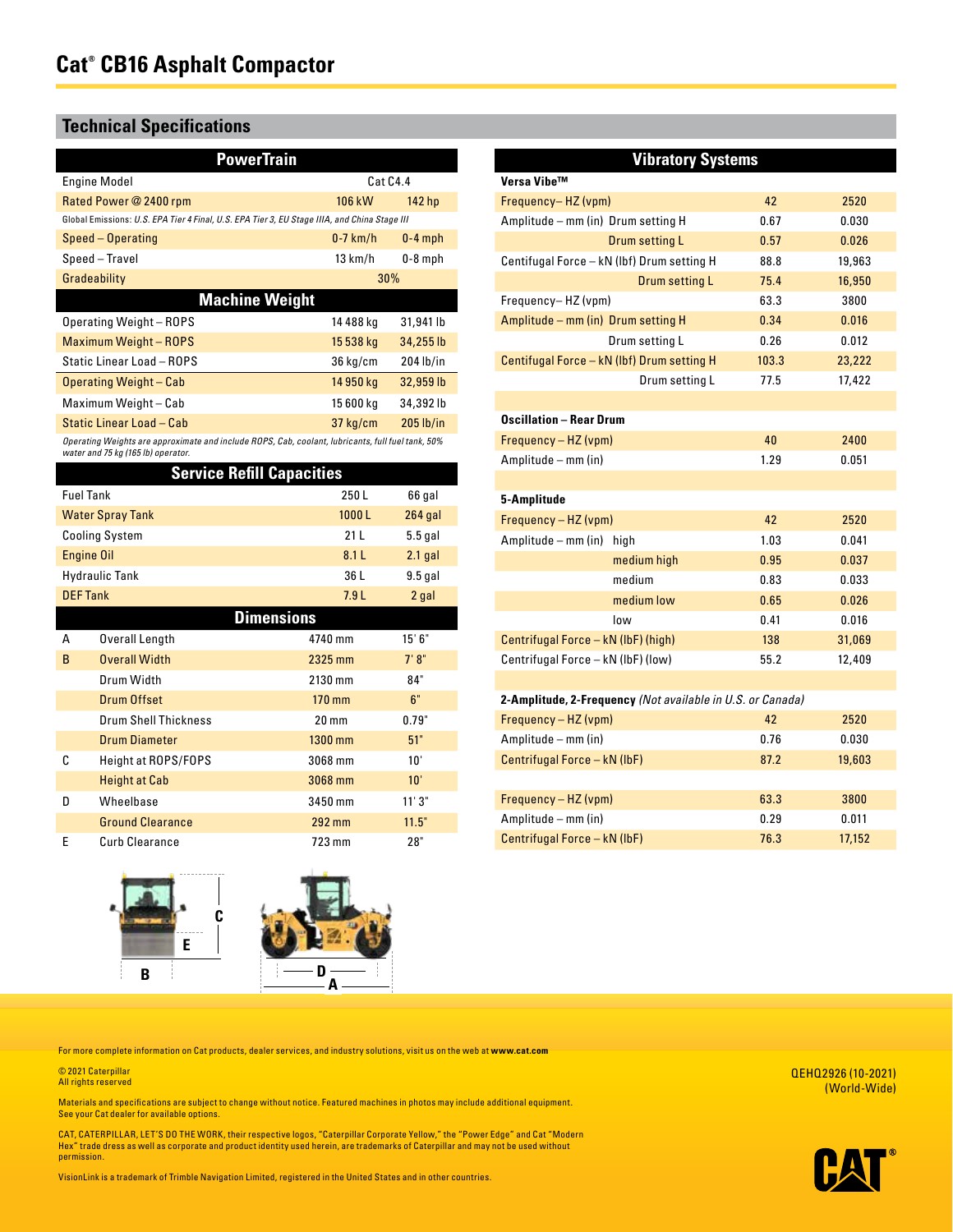# Cat® CB16 Asphalt Compactor

## Technical Specifications

| PowerTrain | | |
|---|---|---|
| Engine Model | Cat C4.4 | |
| Rated Power @ 2400 rpm | 106 kW | 142 hp |
| Global Emissions: *U.S. EPA Tier 4 Final, U.S. EPA Tier 3, EU Stage IIIA, and China Stage III* | | |
| Speed – Operating | 0-7 km/h | 0-4 mph |
| Speed – Travel | 13 km/h | 0-8 mph |
| Gradeability | 30% | |

| Machine Weight | | |
|---|---|---|
| Operating Weight – ROPS | 14 488 kg | 31,941 lb |
| Maximum Weight – ROPS | 15 538 kg | 34,255 lb |
| Static Linear Load – ROPS | 36 kg/cm | 204 lb/in |
| Operating Weight – Cab | 14 950 kg | 32,959 lb |
| Maximum Weight – Cab | 15 600 kg | 34,392 lb |
| Static Linear Load – Cab | 37 kg/cm | 205 lb/in |

*Operating Weights are approximate and include ROPS, Cab, coolant, lubricants, full fuel tank, 50% water and 75 kg (165 lb) operator.*

| Service Refill Capacities | | |
|---|---|---|
| Fuel Tank | 250 L | 66 gal |
| Water Spray Tank | 1000 L | 264 gal |
| Cooling System | 21 L | 5.5 gal |
| Engine Oil | 8.1 L | 2.1 gal |
| Hydraulic Tank | 36 L | 9.5 gal |
| DEF Tank | 7.9 L | 2 gal |

| Dimensions | | | |
|---|---|---|---|
| A | Overall Length | 4740 mm | 15' 6" |
| B | Overall Width | 2325 mm | 7' 8" |
| | Drum Width | 2130 mm | 84" |
| | Drum Offset | 170 mm | 6" |
| | Drum Shell Thickness | 20 mm | 0.79" |
| | Drum Diameter | 1300 mm | 51" |
| C | Height at ROPS/FOPS | 3068 mm | 10' |
| | Height at Cab | 3068 mm | 10' |
| D | Wheelbase | 3450 mm | 11' 3" |
| | Ground Clearance | 292 mm | 11.5" |
| E | Curb Clearance | 723 mm | 28" |

| Vibratory Systems | | |
|---|---|---|
| **Versa Vibe™** | | |
| Frequency– HZ (vpm) | 42 | 2520 |
| Amplitude – mm (in) Drum setting H | 0.67 | 0.030 |
| Drum setting L | 0.57 | 0.026 |
| Centifugal Force – kN (lbf) Drum setting H | 88.8 | 19,963 |
| Drum setting L | 75.4 | 16,950 |
| Frequency– HZ (vpm) | 63.3 | 3800 |
| Amplitude – mm (in) Drum setting H | 0.34 | 0.016 |
| Drum setting L | 0.26 | 0.012 |
| Centifugal Force – kN (lbf) Drum setting H | 103.3 | 23,222 |
| Drum setting L | 77.5 | 17,422 |
| **Oscillation – Rear Drum** | | |
| Frequency – HZ (vpm) | 40 | 2400 |
| Amplitude – mm (in) | 1.29 | 0.051 |
| **5-Amplitude** | | |
| Frequency – HZ (vpm) | 42 | 2520 |
| Amplitude – mm (in) high | 1.03 | 0.041 |
| medium high | 0.95 | 0.037 |
| medium | 0.83 | 0.033 |
| medium low | 0.65 | 0.026 |
| low | 0.41 | 0.016 |
| Centrifugal Force – kN (lbF) (high) | 138 | 31,069 |
| Centrifugal Force – kN (lbF) (low) | 55.2 | 12,409 |
| **2-Amplitude, 2-Frequency** *(Not available in U.S. or Canada)* | | |
| Frequency – HZ (vpm) | 42 | 2520 |
| Amplitude – mm (in) | 0.76 | 0.030 |
| Centrifugal Force – kN (lbF) | 87.2 | 19,603 |
| Frequency – HZ (vpm) | 63.3 | 3800 |
| Amplitude – mm (in) | 0.29 | 0.011 |
| Centrifugal Force – kN (lbF) | 76.3 | 17,152 |

C
E
B
D
A

For more complete information on Cat products, dealer services, and industry solutions, visit us on the web at **www.cat.com**

© 2021 Caterpillar
All rights reserved

QEHQ2926 (10-2021)
(World-Wide)

Materials and specifications are subject to change without notice. Featured machines in photos may include additional equipment. See your Cat dealer for available options.

CAT, CATERPILLAR, LET'S DO THE WORK, their respective logos, "Caterpillar Corporate Yellow," the "Power Edge" and Cat "Modern Hex" trade dress as well as corporate and product identity used herein, are trademarks of Caterpillar and may not be used without permission.

VisionLink is a trademark of Trimble Navigation Limited, registered in the United States and in other countries.